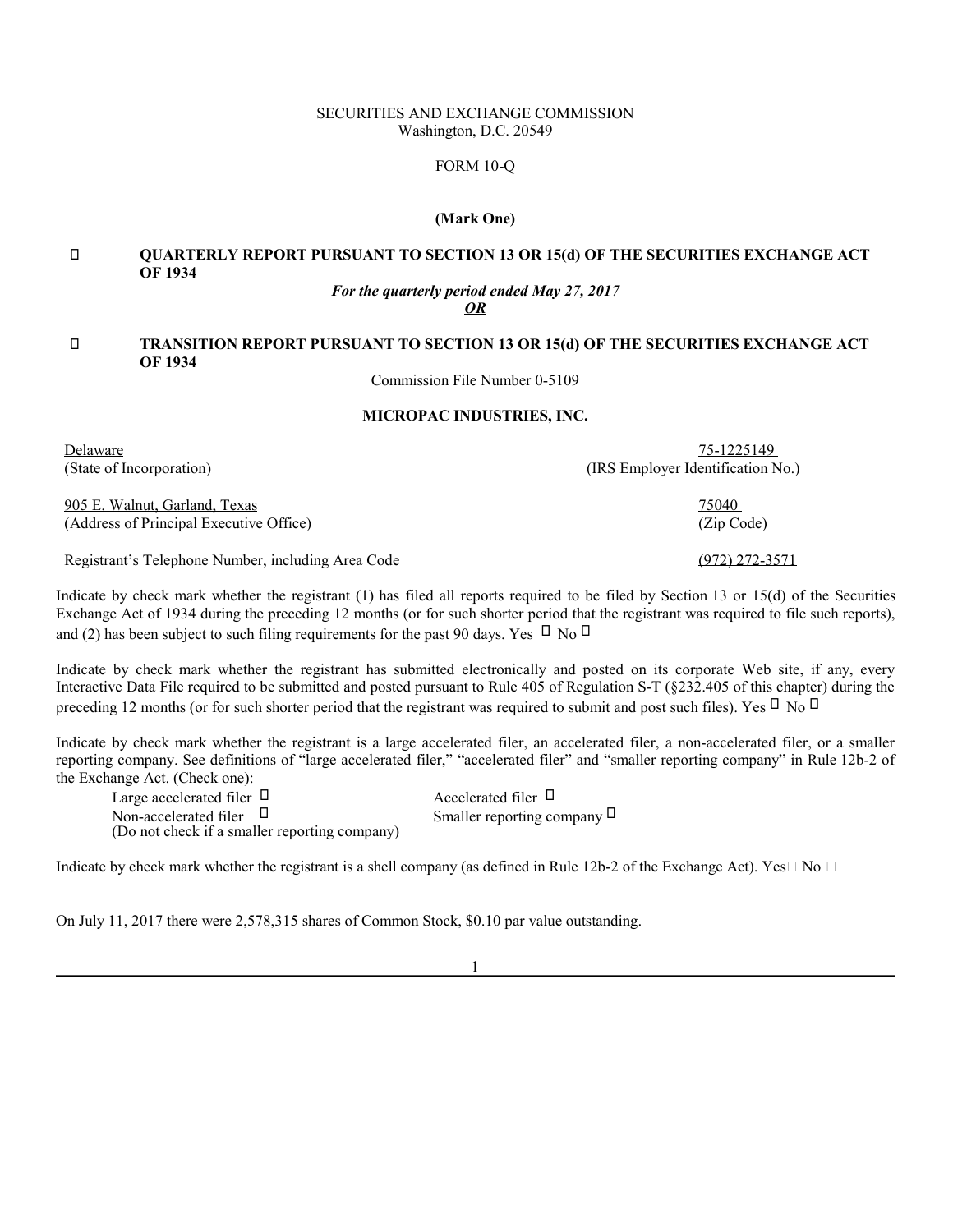SECURITIES AND EXCHANGE COMMISSION
Washington, D.C. 20549

FORM 10-Q

**(Mark One)**

 **QUARTERLY REPORT PURSUANT TO SECTION 13 OR 15(d) OF THE SECURITIES EXCHANGE ACT OF 1934**

*For the quarterly period ended May 27, 2017*

***OR***

 **TRANSITION REPORT PURSUANT TO SECTION 13 OR 15(d) OF THE SECURITIES EXCHANGE ACT OF 1934**

Commission File Number 0-5109

**MICROPAC INDUSTRIES, INC.**

| | |
|---|---|
| Delaware | 75-1225149 |
| (State of Incorporation) | (IRS Employer Identification No.) |
| 905 E. Walnut, Garland, Texas | 75040 |
| (Address of Principal Executive Office) | (Zip Code) |
| Registrant's Telephone Number, including Area Code | (972) 272-3571 |

Indicate by check mark whether the registrant (1) has filed all reports required to be filed by Section 13 or 15(d) of the Securities Exchange Act of 1934 during the preceding 12 months (or for such shorter period that the registrant was required to file such reports), and (2) has been subject to such filing requirements for the past 90 days. Yes  No 

Indicate by check mark whether the registrant has submitted electronically and posted on its corporate Web site, if any, every Interactive Data File required to be submitted and posted pursuant to Rule 405 of Regulation S-T (§232.405 of this chapter) during the preceding 12 months (or for such shorter period that the registrant was required to submit and post such files). Yes  No 

Indicate by check mark whether the registrant is a large accelerated filer, an accelerated filer, a non-accelerated filer, or a smaller reporting company. See definitions of "large accelerated filer," "accelerated filer" and "smaller reporting company" in Rule 12b-2 of the Exchange Act. (Check one):

| | |
|---|---|
| Large accelerated filer  | Accelerated filer  |
| Non-accelerated filer  (Do not check if a smaller reporting company) | Smaller reporting company  |

Indicate by check mark whether the registrant is a shell company (as defined in Rule 12b-2 of the Exchange Act). Yes No 

On July 11, 2017 there were 2,578,315 shares of Common Stock, $0.10 par value outstanding.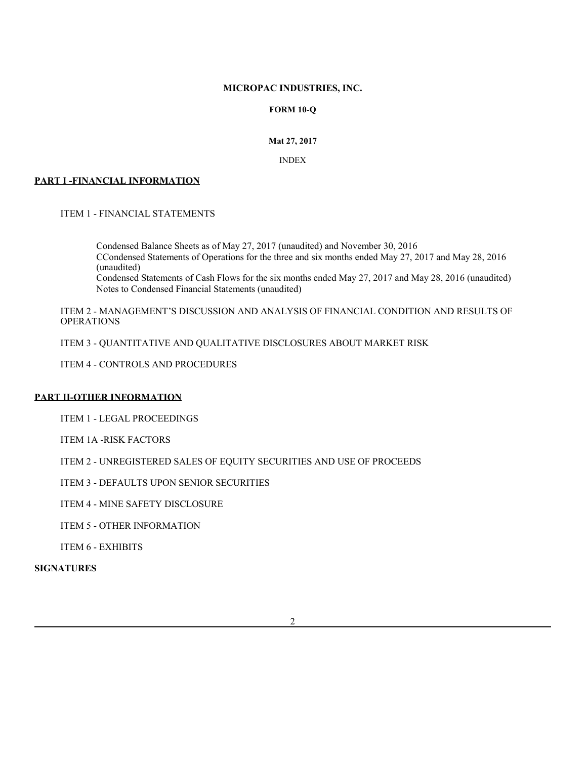**MICROPAC INDUSTRIES, INC.**

**FORM 10-Q**

**Mat 27, 2017**

INDEX

**PART I -FINANCIAL INFORMATION**

ITEM 1 - FINANCIAL STATEMENTS

Condensed Balance Sheets as of May 27, 2017 (unaudited) and November 30, 2016
CCondensed Statements of Operations for the three and six months ended May 27, 2017 and May 28, 2016 (unaudited)
Condensed Statements of Cash Flows for the six months ended May 27, 2017 and May 28, 2016 (unaudited)
Notes to Condensed Financial Statements (unaudited)

ITEM 2 - MANAGEMENT'S DISCUSSION AND ANALYSIS OF FINANCIAL CONDITION AND RESULTS OF OPERATIONS

ITEM 3 - QUANTITATIVE AND QUALITATIVE DISCLOSURES ABOUT MARKET RISK

ITEM 4 - CONTROLS AND PROCEDURES

**PART II-OTHER INFORMATION**

ITEM 1 - LEGAL PROCEEDINGS

ITEM 1A -RISK FACTORS

ITEM 2 - UNREGISTERED SALES OF EQUITY SECURITIES AND USE OF PROCEEDS

ITEM 3 - DEFAULTS UPON SENIOR SECURITIES

ITEM 4 - MINE SAFETY DISCLOSURE

ITEM 5 - OTHER INFORMATION

ITEM 6 - EXHIBITS

**SIGNATURES**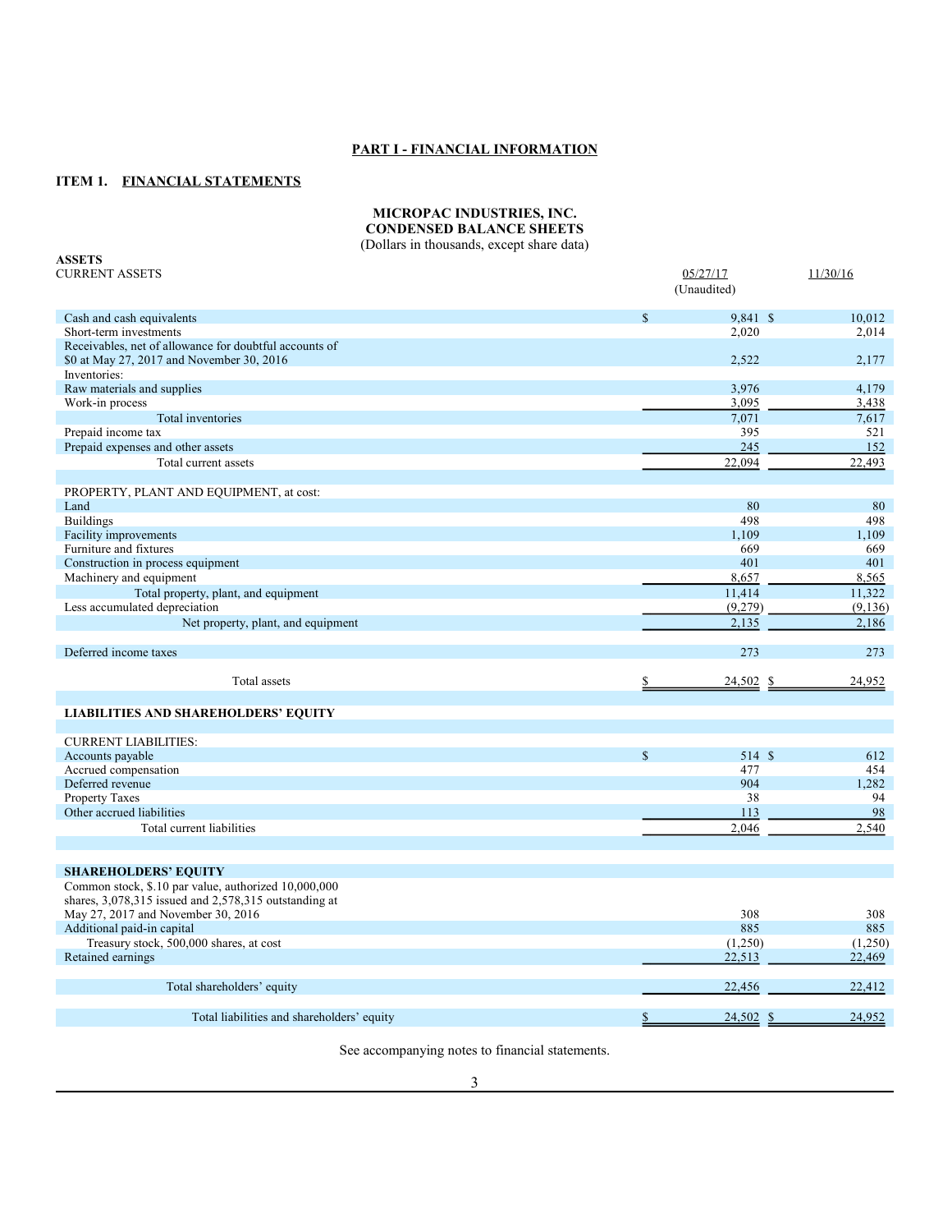## PART I - FINANCIAL INFORMATION

### ITEM 1. FINANCIAL STATEMENTS

**MICROPAC INDUSTRIES, INC.**
**CONDENSED BALANCE SHEETS**
(Dollars in thousands, except share data)

**ASSETS**

| CURRENT ASSETS | 05/27/17 (Unaudited) | 11/30/16 |
|---|---|---|
| Cash and cash equivalents | $ 9,841 | $ 10,012 |
| Short-term investments | 2,020 | 2,014 |
| Receivables, net of allowance for doubtful accounts of $0 at May 27, 2017 and November 30, 2016 | 2,522 | 2,177 |
| Inventories: | | |
| Raw materials and supplies | 3,976 | 4,179 |
| Work-in process | 3,095 | 3,438 |
| Total inventories | 7,071 | 7,617 |
| Prepaid income tax | 395 | 521 |
| Prepaid expenses and other assets | 245 | 152 |
| Total current assets | 22,094 | 22,493 |
| | | |
| PROPERTY, PLANT AND EQUIPMENT, at cost: | | |
| Land | 80 | 80 |
| Buildings | 498 | 498 |
| Facility improvements | 1,109 | 1,109 |
| Furniture and fixtures | 669 | 669 |
| Construction in process equipment | 401 | 401 |
| Machinery and equipment | 8,657 | 8,565 |
| Total property, plant, and equipment | 11,414 | 11,322 |
| Less accumulated depreciation | (9,279) | (9,136) |
| Net property, plant, and equipment | 2,135 | 2,186 |
| | | |
| Deferred income taxes | 273 | 273 |
| | | |
| Total assets | $ 24,502 | $ 24,952 |
| | | |
| **LIABILITIES AND SHAREHOLDERS' EQUITY** | | |
| | | |
| CURRENT LIABILITIES: | | |
| Accounts payable | $ 514 | $ 612 |
| Accrued compensation | 477 | 454 |
| Deferred revenue | 904 | 1,282 |
| Property Taxes | 38 | 94 |
| Other accrued liabilities | 113 | 98 |
| Total current liabilities | 2,046 | 2,540 |
| | | |
| **SHAREHOLDERS' EQUITY** | | |
| Common stock, $.10 par value, authorized 10,000,000 shares, 3,078,315 issued and 2,578,315 outstanding at May 27, 2017 and November 30, 2016 | 308 | 308 |
| Additional paid-in capital | 885 | 885 |
| Treasury stock, 500,000 shares, at cost | (1,250) | (1,250) |
| Retained earnings | 22,513 | 22,469 |
| | | |
| Total shareholders' equity | 22,456 | 22,412 |
| | | |
| Total liabilities and shareholders' equity | $ 24,502 | $ 24,952 |

See accompanying notes to financial statements.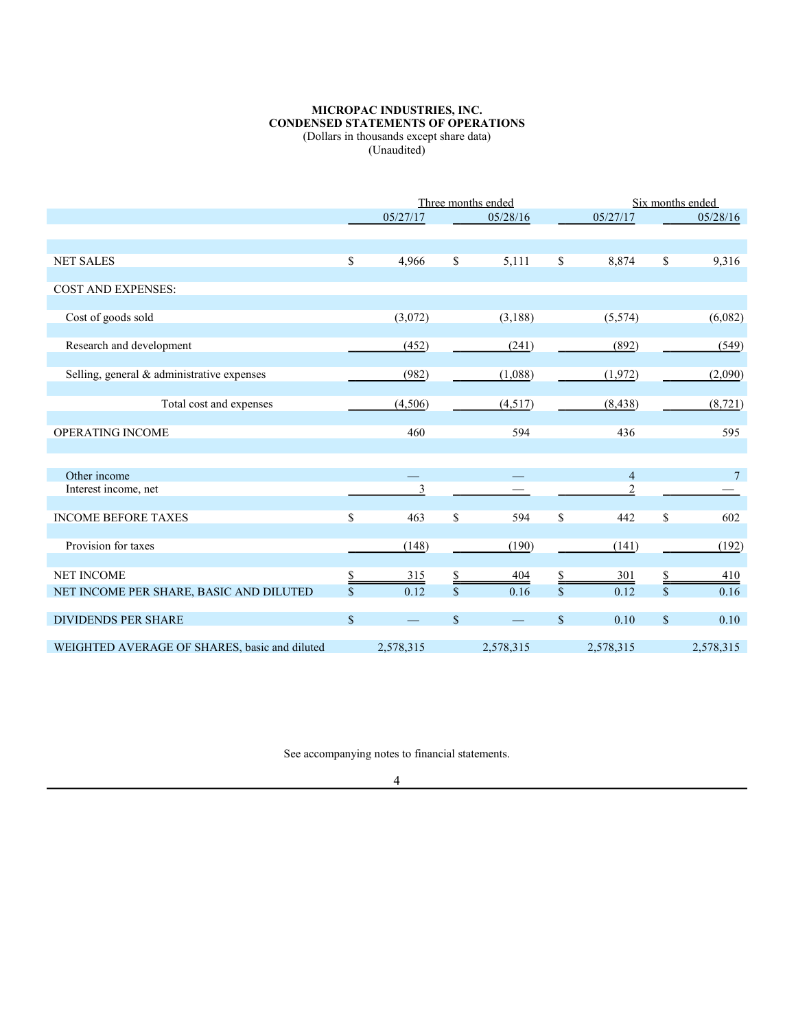**MICROPAC INDUSTRIES, INC.**
**CONDENSED STATEMENTS OF OPERATIONS**
(Dollars in thousands except share data)
(Unaudited)

| | Three months ended | | Six months ended | |
|---|---|---|---|---|
| | 05/27/17 | 05/28/16 | 05/27/17 | 05/28/16 |
| NET SALES | $ 4,966 | $ 5,111 | $ 8,874 | $ 9,316 |
| COST AND EXPENSES: | | | | |
| Cost of goods sold | (3,072) | (3,188) | (5,574) | (6,082) |
| Research and development | (452) | (241) | (892) | (549) |
| Selling, general & administrative expenses | (982) | (1,088) | (1,972) | (2,090) |
| Total cost and expenses | (4,506) | (4,517) | (8,438) | (8,721) |
| OPERATING INCOME | 460 | 594 | 436 | 595 |
| Other income | — | — | 4 | 7 |
| Interest income, net | 3 | — | 2 | — |
| INCOME BEFORE TAXES | $ 463 | $ 594 | $ 442 | $ 602 |
| Provision for taxes | (148) | (190) | (141) | (192) |
| NET INCOME | $ 315 | $ 404 | $ 301 | $ 410 |
| NET INCOME PER SHARE, BASIC AND DILUTED | $ 0.12 | $ 0.16 | $ 0.12 | $ 0.16 |
| DIVIDENDS PER SHARE | $ — | $ — | $ 0.10 | $ 0.10 |
| WEIGHTED AVERAGE OF SHARES, basic and diluted | 2,578,315 | 2,578,315 | 2,578,315 | 2,578,315 |

See accompanying notes to financial statements.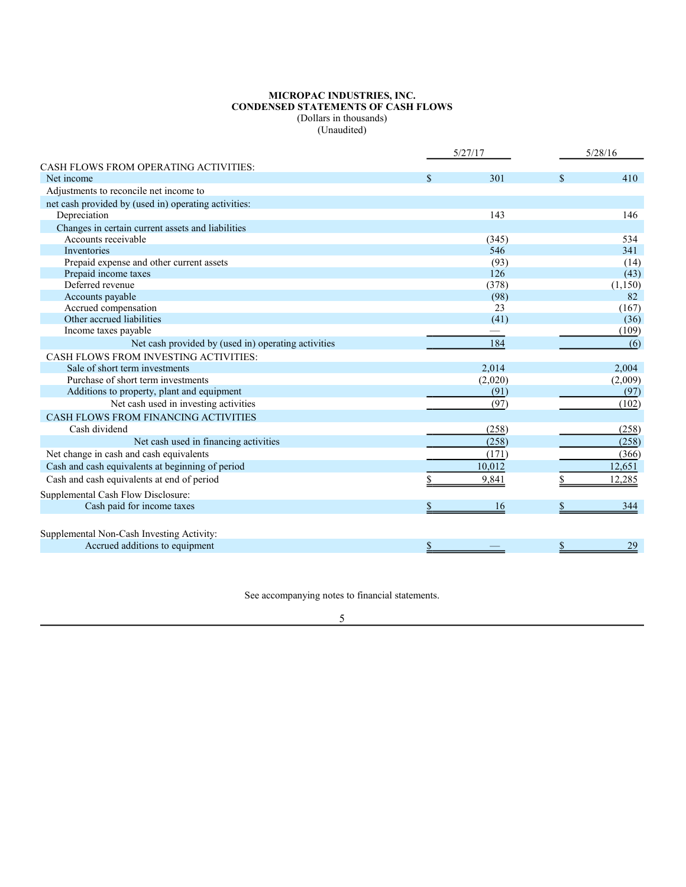**MICROPAC INDUSTRIES, INC.**
**CONDENSED STATEMENTS OF CASH FLOWS**
(Dollars in thousands)
(Unaudited)

| | 5/27/17 | 5/28/16 |
|---|---|---|
| CASH FLOWS FROM OPERATING ACTIVITIES: | | |
| Net income | $ 301 | $ 410 |
| Adjustments to reconcile net income to | | |
| net cash provided by (used in) operating activities: | | |
| Depreciation | 143 | 146 |
| Changes in certain current assets and liabilities | | |
| Accounts receivable | (345) | 534 |
| Inventories | 546 | 341 |
| Prepaid expense and other current assets | (93) | (14) |
| Prepaid income taxes | 126 | (43) |
| Deferred revenue | (378) | (1,150) |
| Accounts payable | (98) | 82 |
| Accrued compensation | 23 | (167) |
| Other accrued liabilities | (41) | (36) |
| Income taxes payable | — | (109) |
| Net cash provided by (used in) operating activities | 184 | (6) |
| CASH FLOWS FROM INVESTING ACTIVITIES: | | |
| Sale of short term investments | 2,014 | 2,004 |
| Purchase of short term investments | (2,020) | (2,009) |
| Additions to property, plant and equipment | (91) | (97) |
| Net cash used in investing activities | (97) | (102) |
| CASH FLOWS FROM FINANCING ACTIVITIES | | |
| Cash dividend | (258) | (258) |
| Net cash used in financing activities | (258) | (258) |
| Net change in cash and cash equivalents | (171) | (366) |
| Cash and cash equivalents at beginning of period | 10,012 | 12,651 |
| Cash and cash equivalents at end of period | $ 9,841 | $ 12,285 |
| Supplemental Cash Flow Disclosure: | | |
| Cash paid for income taxes | $ 16 | $ 344 |
| Supplemental Non-Cash Investing Activity: | | |
| Accrued additions to equipment | $ — | $ 29 |

See accompanying notes to financial statements.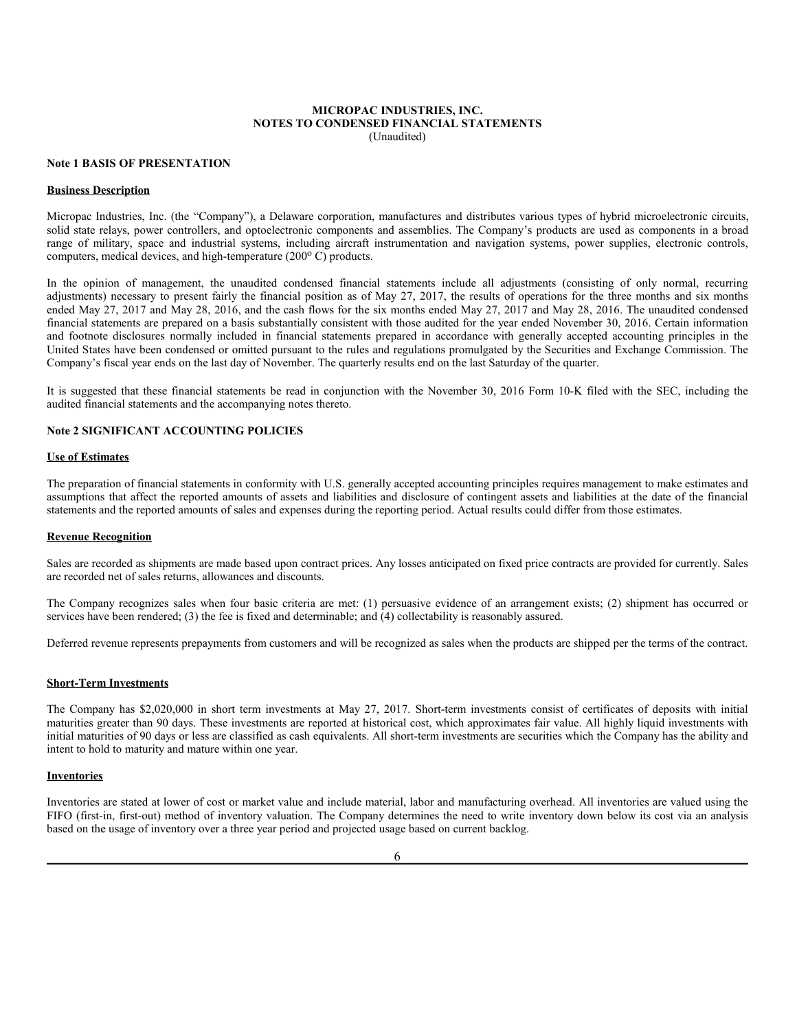# MICROPAC INDUSTRIES, INC.
## NOTES TO CONDENSED FINANCIAL STATEMENTS
(Unaudited)

### Note 1 BASIS OF PRESENTATION

**Business Description**

Micropac Industries, Inc. (the "Company"), a Delaware corporation, manufactures and distributes various types of hybrid microelectronic circuits, solid state relays, power controllers, and optoelectronic components and assemblies. The Company's products are used as components in a broad range of military, space and industrial systems, including aircraft instrumentation and navigation systems, power supplies, electronic controls, computers, medical devices, and high-temperature (200$^{o}$ C) products.

In the opinion of management, the unaudited condensed financial statements include all adjustments (consisting of only normal, recurring adjustments) necessary to present fairly the financial position as of May 27, 2017, the results of operations for the three months and six months ended May 27, 2017 and May 28, 2016, and the cash flows for the six months ended May 27, 2017 and May 28, 2016. The unaudited condensed financial statements are prepared on a basis substantially consistent with those audited for the year ended November 30, 2016. Certain information and footnote disclosures normally included in financial statements prepared in accordance with generally accepted accounting principles in the United States have been condensed or omitted pursuant to the rules and regulations promulgated by the Securities and Exchange Commission. The Company's fiscal year ends on the last day of November. The quarterly results end on the last Saturday of the quarter.

It is suggested that these financial statements be read in conjunction with the November 30, 2016 Form 10-K filed with the SEC, including the audited financial statements and the accompanying notes thereto.

### Note 2 SIGNIFICANT ACCOUNTING POLICIES

**Use of Estimates**

The preparation of financial statements in conformity with U.S. generally accepted accounting principles requires management to make estimates and assumptions that affect the reported amounts of assets and liabilities and disclosure of contingent assets and liabilities at the date of the financial statements and the reported amounts of sales and expenses during the reporting period. Actual results could differ from those estimates.

**Revenue Recognition**

Sales are recorded as shipments are made based upon contract prices. Any losses anticipated on fixed price contracts are provided for currently. Sales are recorded net of sales returns, allowances and discounts.

The Company recognizes sales when four basic criteria are met: (1) persuasive evidence of an arrangement exists; (2) shipment has occurred or services have been rendered; (3) the fee is fixed and determinable; and (4) collectability is reasonably assured.

Deferred revenue represents prepayments from customers and will be recognized as sales when the products are shipped per the terms of the contract.

**Short-Term Investments**

The Company has $2,020,000 in short term investments at May 27, 2017. Short-term investments consist of certificates of deposits with initial maturities greater than 90 days. These investments are reported at historical cost, which approximates fair value. All highly liquid investments with initial maturities of 90 days or less are classified as cash equivalents. All short-term investments are securities which the Company has the ability and intent to hold to maturity and mature within one year.

**Inventories**

Inventories are stated at lower of cost or market value and include material, labor and manufacturing overhead. All inventories are valued using the FIFO (first-in, first-out) method of inventory valuation. The Company determines the need to write inventory down below its cost via an analysis based on the usage of inventory over a three year period and projected usage based on current backlog.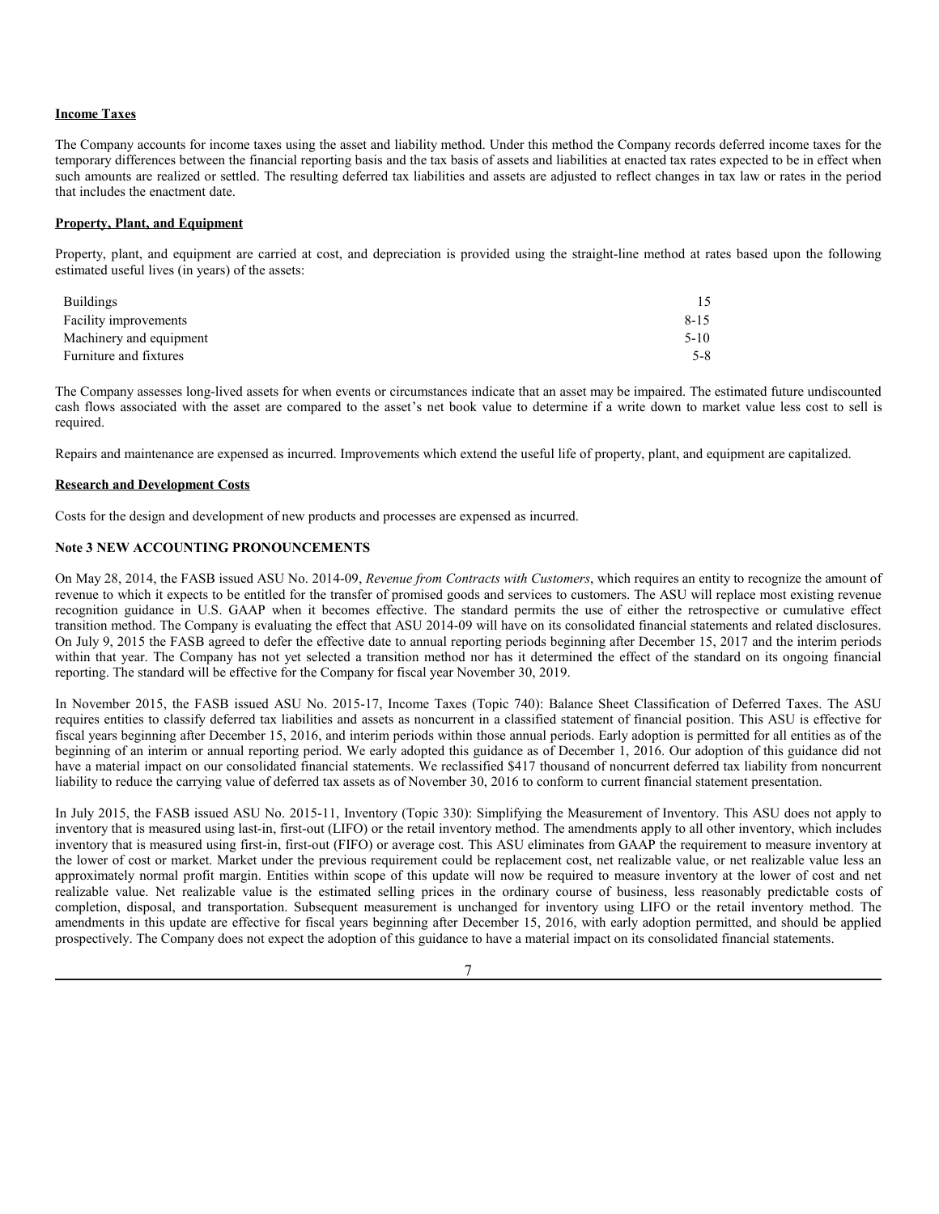**Income Taxes**

The Company accounts for income taxes using the asset and liability method. Under this method the Company records deferred income taxes for the temporary differences between the financial reporting basis and the tax basis of assets and liabilities at enacted tax rates expected to be in effect when such amounts are realized or settled. The resulting deferred tax liabilities and assets are adjusted to reflect changes in tax law or rates in the period that includes the enactment date.

**Property, Plant, and Equipment**

Property, plant, and equipment are carried at cost, and depreciation is provided using the straight-line method at rates based upon the following estimated useful lives (in years) of the assets:

| | |
|---|---|
| Buildings | 15 |
| Facility improvements | 8-15 |
| Machinery and equipment | 5-10 |
| Furniture and fixtures | 5-8 |

The Company assesses long-lived assets for when events or circumstances indicate that an asset may be impaired. The estimated future undiscounted cash flows associated with the asset are compared to the asset's net book value to determine if a write down to market value less cost to sell is required.

Repairs and maintenance are expensed as incurred. Improvements which extend the useful life of property, plant, and equipment are capitalized.

**Research and Development Costs**

Costs for the design and development of new products and processes are expensed as incurred.

**Note 3 NEW ACCOUNTING PRONOUNCEMENTS**

On May 28, 2014, the FASB issued ASU No. 2014-09, *Revenue from Contracts with Customers*, which requires an entity to recognize the amount of revenue to which it expects to be entitled for the transfer of promised goods and services to customers. The ASU will replace most existing revenue recognition guidance in U.S. GAAP when it becomes effective. The standard permits the use of either the retrospective or cumulative effect transition method. The Company is evaluating the effect that ASU 2014-09 will have on its consolidated financial statements and related disclosures. On July 9, 2015 the FASB agreed to defer the effective date to annual reporting periods beginning after December 15, 2017 and the interim periods within that year. The Company has not yet selected a transition method nor has it determined the effect of the standard on its ongoing financial reporting. The standard will be effective for the Company for fiscal year November 30, 2019.

In November 2015, the FASB issued ASU No. 2015-17, Income Taxes (Topic 740): Balance Sheet Classification of Deferred Taxes. The ASU requires entities to classify deferred tax liabilities and assets as noncurrent in a classified statement of financial position. This ASU is effective for fiscal years beginning after December 15, 2016, and interim periods within those annual periods. Early adoption is permitted for all entities as of the beginning of an interim or annual reporting period. We early adopted this guidance as of December 1, 2016. Our adoption of this guidance did not have a material impact on our consolidated financial statements. We reclassified $417 thousand of noncurrent deferred tax liability from noncurrent liability to reduce the carrying value of deferred tax assets as of November 30, 2016 to conform to current financial statement presentation.

In July 2015, the FASB issued ASU No. 2015-11, Inventory (Topic 330): Simplifying the Measurement of Inventory. This ASU does not apply to inventory that is measured using last-in, first-out (LIFO) or the retail inventory method. The amendments apply to all other inventory, which includes inventory that is measured using first-in, first-out (FIFO) or average cost. This ASU eliminates from GAAP the requirement to measure inventory at the lower of cost or market. Market under the previous requirement could be replacement cost, net realizable value, or net realizable value less an approximately normal profit margin. Entities within scope of this update will now be required to measure inventory at the lower of cost and net realizable value. Net realizable value is the estimated selling prices in the ordinary course of business, less reasonably predictable costs of completion, disposal, and transportation. Subsequent measurement is unchanged for inventory using LIFO or the retail inventory method. The amendments in this update are effective for fiscal years beginning after December 15, 2016, with early adoption permitted, and should be applied prospectively. The Company does not expect the adoption of this guidance to have a material impact on its consolidated financial statements.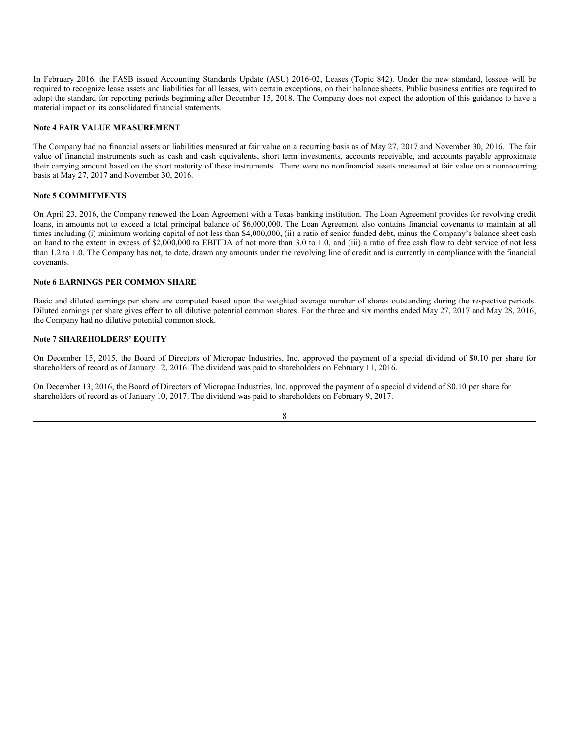In February 2016, the FASB issued Accounting Standards Update (ASU) 2016-02, Leases (Topic 842). Under the new standard, lessees will be required to recognize lease assets and liabilities for all leases, with certain exceptions, on their balance sheets. Public business entities are required to adopt the standard for reporting periods beginning after December 15, 2018. The Company does not expect the adoption of this guidance to have a material impact on its consolidated financial statements.

### Note 4 FAIR VALUE MEASUREMENT

The Company had no financial assets or liabilities measured at fair value on a recurring basis as of May 27, 2017 and November 30, 2016. The fair value of financial instruments such as cash and cash equivalents, short term investments, accounts receivable, and accounts payable approximate their carrying amount based on the short maturity of these instruments. There were no nonfinancial assets measured at fair value on a nonrecurring basis at May 27, 2017 and November 30, 2016.

### Note 5 COMMITMENTS

On April 23, 2016, the Company renewed the Loan Agreement with a Texas banking institution. The Loan Agreement provides for revolving credit loans, in amounts not to exceed a total principal balance of $6,000,000. The Loan Agreement also contains financial covenants to maintain at all times including (i) minimum working capital of not less than $4,000,000, (ii) a ratio of senior funded debt, minus the Company's balance sheet cash on hand to the extent in excess of $2,000,000 to EBITDA of not more than 3.0 to 1.0, and (iii) a ratio of free cash flow to debt service of not less than 1.2 to 1.0. The Company has not, to date, drawn any amounts under the revolving line of credit and is currently in compliance with the financial covenants.

### Note 6 EARNINGS PER COMMON SHARE

Basic and diluted earnings per share are computed based upon the weighted average number of shares outstanding during the respective periods. Diluted earnings per share gives effect to all dilutive potential common shares. For the three and six months ended May 27, 2017 and May 28, 2016, the Company had no dilutive potential common stock.

### Note 7 SHAREHOLDERS' EQUITY

On December 15, 2015, the Board of Directors of Micropac Industries, Inc. approved the payment of a special dividend of $0.10 per share for shareholders of record as of January 12, 2016. The dividend was paid to shareholders on February 11, 2016.

On December 13, 2016, the Board of Directors of Micropac Industries, Inc. approved the payment of a special dividend of $0.10 per share for shareholders of record as of January 10, 2017. The dividend was paid to shareholders on February 9, 2017.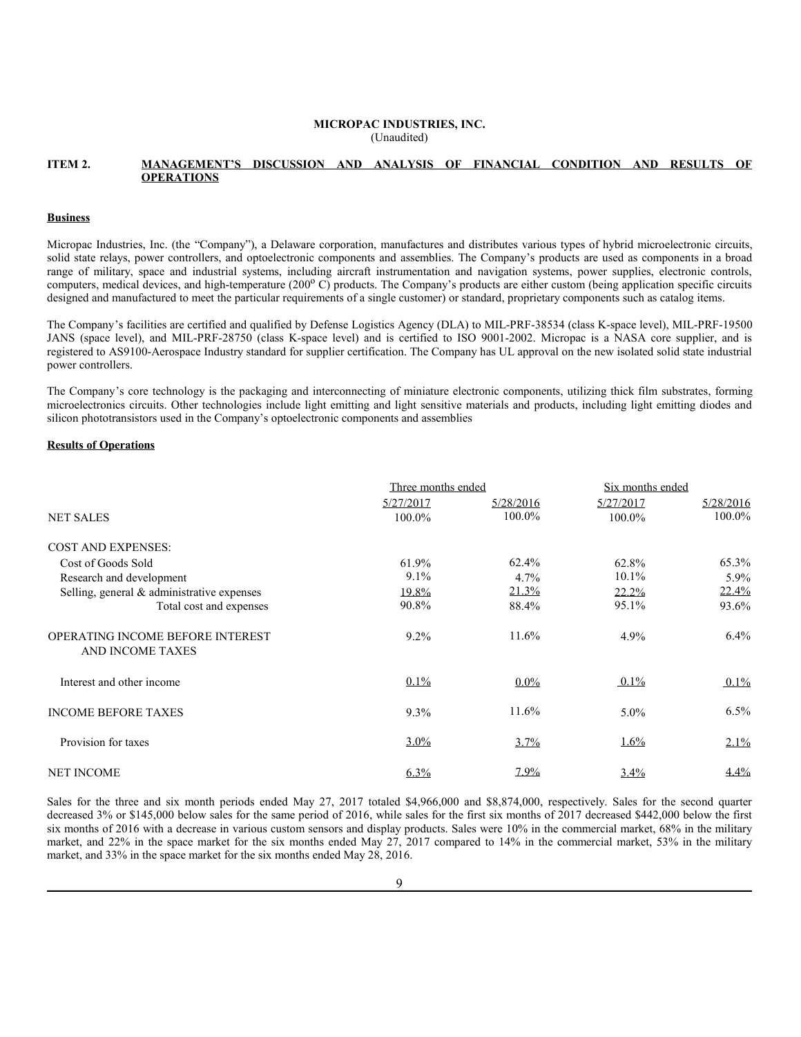**MICROPAC INDUSTRIES, INC.**
(Unaudited)

## ITEM 2. MANAGEMENT'S DISCUSSION AND ANALYSIS OF FINANCIAL CONDITION AND RESULTS OF OPERATIONS

### Business

Micropac Industries, Inc. (the "Company"), a Delaware corporation, manufactures and distributes various types of hybrid microelectronic circuits, solid state relays, power controllers, and optoelectronic components and assemblies. The Company's products are used as components in a broad range of military, space and industrial systems, including aircraft instrumentation and navigation systems, power supplies, electronic controls, computers, medical devices, and high-temperature (200$^{o}$ C) products. The Company's products are either custom (being application specific circuits designed and manufactured to meet the particular requirements of a single customer) or standard, proprietary components such as catalog items.

The Company's facilities are certified and qualified by Defense Logistics Agency (DLA) to MIL-PRF-38534 (class K-space level), MIL-PRF-19500 JANS (space level), and MIL-PRF-28750 (class K-space level) and is certified to ISO 9001-2002. Micropac is a NASA core supplier, and is registered to AS9100-Aerospace Industry standard for supplier certification. The Company has UL approval on the new isolated solid state industrial power controllers.

The Company's core technology is the packaging and interconnecting of miniature electronic components, utilizing thick film substrates, forming microelectronics circuits. Other technologies include light emitting and light sensitive materials and products, including light emitting diodes and silicon phototransistors used in the Company's optoelectronic components and assemblies

### Results of Operations

| | Three months ended | | Six months ended | |
|---|---|---|---|---|
| | 5/27/2017 | 5/28/2016 | 5/27/2017 | 5/28/2016 |
| NET SALES | 100.0% | 100.0% | 100.0% | 100.0% |
| COST AND EXPENSES: | | | | |
| Cost of Goods Sold | 61.9% | 62.4% | 62.8% | 65.3% |
| Research and development | 9.1% | 4.7% | 10.1% | 5.9% |
| Selling, general & administrative expenses | 19.8% | 21.3% | 22.2% | 22.4% |
| Total cost and expenses | 90.8% | 88.4% | 95.1% | 93.6% |
| OPERATING INCOME BEFORE INTEREST AND INCOME TAXES | 9.2% | 11.6% | 4.9% | 6.4% |
| Interest and other income | 0.1% | 0.0% | 0.1% | 0.1% |
| INCOME BEFORE TAXES | 9.3% | 11.6% | 5.0% | 6.5% |
| Provision for taxes | 3.0% | 3.7% | 1.6% | 2.1% |
| NET INCOME | 6.3% | 7.9% | 3.4% | 4.4% |

Sales for the three and six month periods ended May 27, 2017 totaled \$4,966,000 and \$8,874,000, respectively. Sales for the second quarter decreased 3% or \$145,000 below sales for the same period of 2016, while sales for the first six months of 2017 decreased \$442,000 below the first six months of 2016 with a decrease in various custom sensors and display products. Sales were 10% in the commercial market, 68% in the military market, and 22% in the space market for the six months ended May 27, 2017 compared to 14% in the commercial market, 53% in the military market, and 33% in the space market for the six months ended May 28, 2016.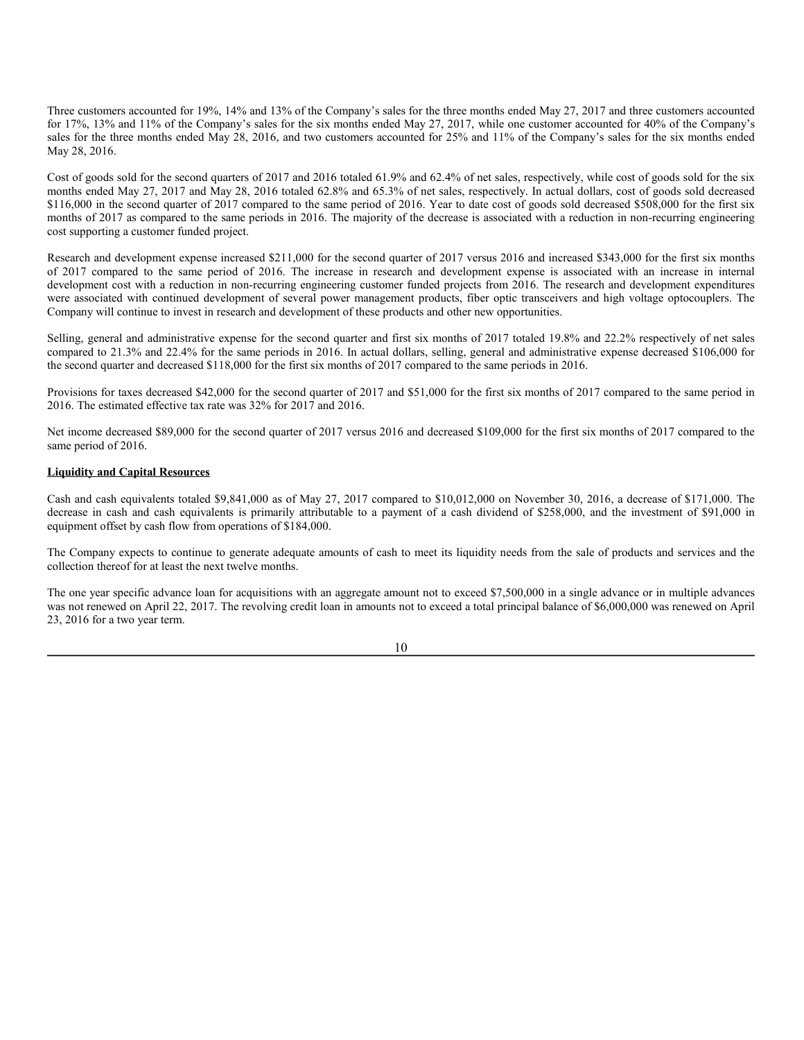Three customers accounted for 19%, 14% and 13% of the Company's sales for the three months ended May 27, 2017 and three customers accounted for 17%, 13% and 11% of the Company's sales for the six months ended May 27, 2017, while one customer accounted for 40% of the Company's sales for the three months ended May 28, 2016, and two customers accounted for 25% and 11% of the Company's sales for the six months ended May 28, 2016.

Cost of goods sold for the second quarters of 2017 and 2016 totaled 61.9% and 62.4% of net sales, respectively, while cost of goods sold for the six months ended May 27, 2017 and May 28, 2016 totaled 62.8% and 65.3% of net sales, respectively. In actual dollars, cost of goods sold decreased $116,000 in the second quarter of 2017 compared to the same period of 2016. Year to date cost of goods sold decreased $508,000 for the first six months of 2017 as compared to the same periods in 2016. The majority of the decrease is associated with a reduction in non-recurring engineering cost supporting a customer funded project.

Research and development expense increased $211,000 for the second quarter of 2017 versus 2016 and increased $343,000 for the first six months of 2017 compared to the same period of 2016. The increase in research and development expense is associated with an increase in internal development cost with a reduction in non-recurring engineering customer funded projects from 2016. The research and development expenditures were associated with continued development of several power management products, fiber optic transceivers and high voltage optocouplers. The Company will continue to invest in research and development of these products and other new opportunities.

Selling, general and administrative expense for the second quarter and first six months of 2017 totaled 19.8% and 22.2% respectively of net sales compared to 21.3% and 22.4% for the same periods in 2016. In actual dollars, selling, general and administrative expense decreased $106,000 for the second quarter and decreased $118,000 for the first six months of 2017 compared to the same periods in 2016.

Provisions for taxes decreased $42,000 for the second quarter of 2017 and $51,000 for the first six months of 2017 compared to the same period in 2016. The estimated effective tax rate was 32% for 2017 and 2016.

Net income decreased $89,000 for the second quarter of 2017 versus 2016 and decreased $109,000 for the first six months of 2017 compared to the same period of 2016.

**Liquidity and Capital Resources**

Cash and cash equivalents totaled $9,841,000 as of May 27, 2017 compared to $10,012,000 on November 30, 2016, a decrease of $171,000. The decrease in cash and cash equivalents is primarily attributable to a payment of a cash dividend of $258,000, and the investment of $91,000 in equipment offset by cash flow from operations of $184,000.

The Company expects to continue to generate adequate amounts of cash to meet its liquidity needs from the sale of products and services and the collection thereof for at least the next twelve months.

The one year specific advance loan for acquisitions with an aggregate amount not to exceed $7,500,000 in a single advance or in multiple advances was not renewed on April 22, 2017. The revolving credit loan in amounts not to exceed a total principal balance of $6,000,000 was renewed on April 23, 2016 for a two year term.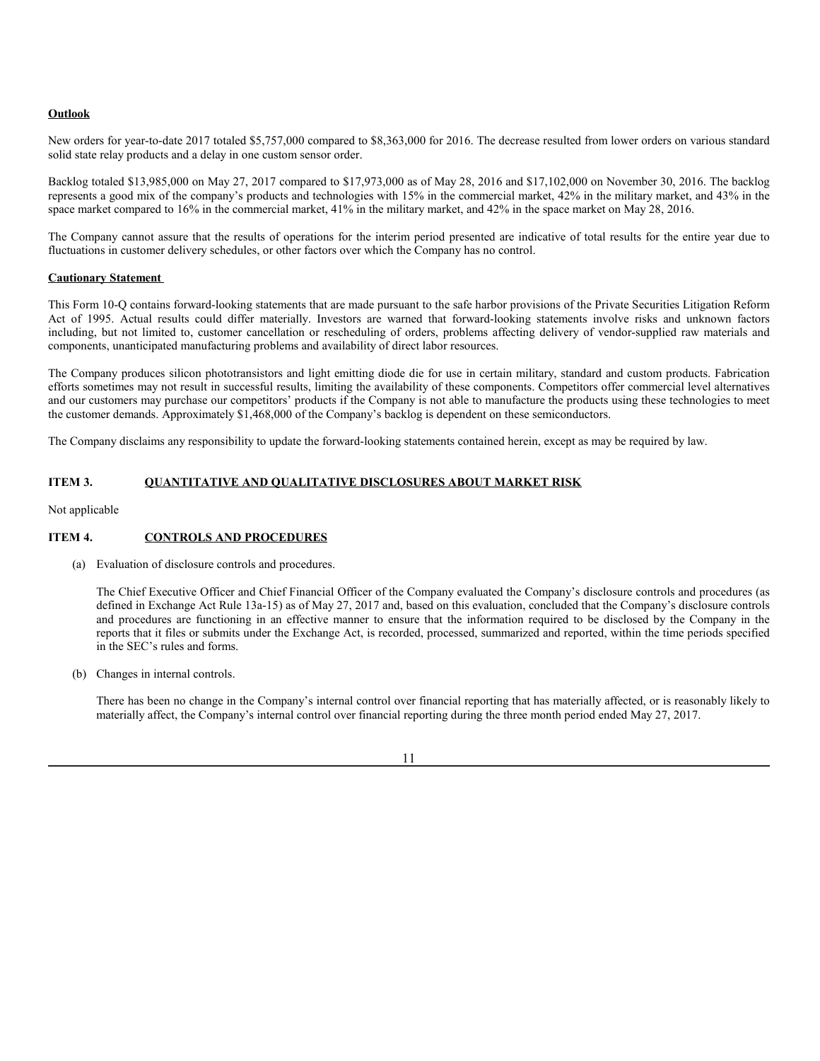**Outlook**

New orders for year-to-date 2017 totaled $5,757,000 compared to $8,363,000 for 2016. The decrease resulted from lower orders on various standard solid state relay products and a delay in one custom sensor order.

Backlog totaled $13,985,000 on May 27, 2017 compared to $17,973,000 as of May 28, 2016 and $17,102,000 on November 30, 2016. The backlog represents a good mix of the company's products and technologies with 15% in the commercial market, 42% in the military market, and 43% in the space market compared to 16% in the commercial market, 41% in the military market, and 42% in the space market on May 28, 2016.

The Company cannot assure that the results of operations for the interim period presented are indicative of total results for the entire year due to fluctuations in customer delivery schedules, or other factors over which the Company has no control.

**Cautionary Statement**

This Form 10-Q contains forward-looking statements that are made pursuant to the safe harbor provisions of the Private Securities Litigation Reform Act of 1995. Actual results could differ materially. Investors are warned that forward-looking statements involve risks and unknown factors including, but not limited to, customer cancellation or rescheduling of orders, problems affecting delivery of vendor-supplied raw materials and components, unanticipated manufacturing problems and availability of direct labor resources.

The Company produces silicon phototransistors and light emitting diode die for use in certain military, standard and custom products. Fabrication efforts sometimes may not result in successful results, limiting the availability of these components. Competitors offer commercial level alternatives and our customers may purchase our competitors' products if the Company is not able to manufacture the products using these technologies to meet the customer demands. Approximately $1,468,000 of the Company's backlog is dependent on these semiconductors.

The Company disclaims any responsibility to update the forward-looking statements contained herein, except as may be required by law.

## ITEM 3. QUANTITATIVE AND QUALITATIVE DISCLOSURES ABOUT MARKET RISK

Not applicable

## ITEM 4. CONTROLS AND PROCEDURES

(a) Evaluation of disclosure controls and procedures.

The Chief Executive Officer and Chief Financial Officer of the Company evaluated the Company's disclosure controls and procedures (as defined in Exchange Act Rule 13a-15) as of May 27, 2017 and, based on this evaluation, concluded that the Company's disclosure controls and procedures are functioning in an effective manner to ensure that the information required to be disclosed by the Company in the reports that it files or submits under the Exchange Act, is recorded, processed, summarized and reported, within the time periods specified in the SEC's rules and forms.

(b) Changes in internal controls.

There has been no change in the Company's internal control over financial reporting that has materially affected, or is reasonably likely to materially affect, the Company's internal control over financial reporting during the three month period ended May 27, 2017.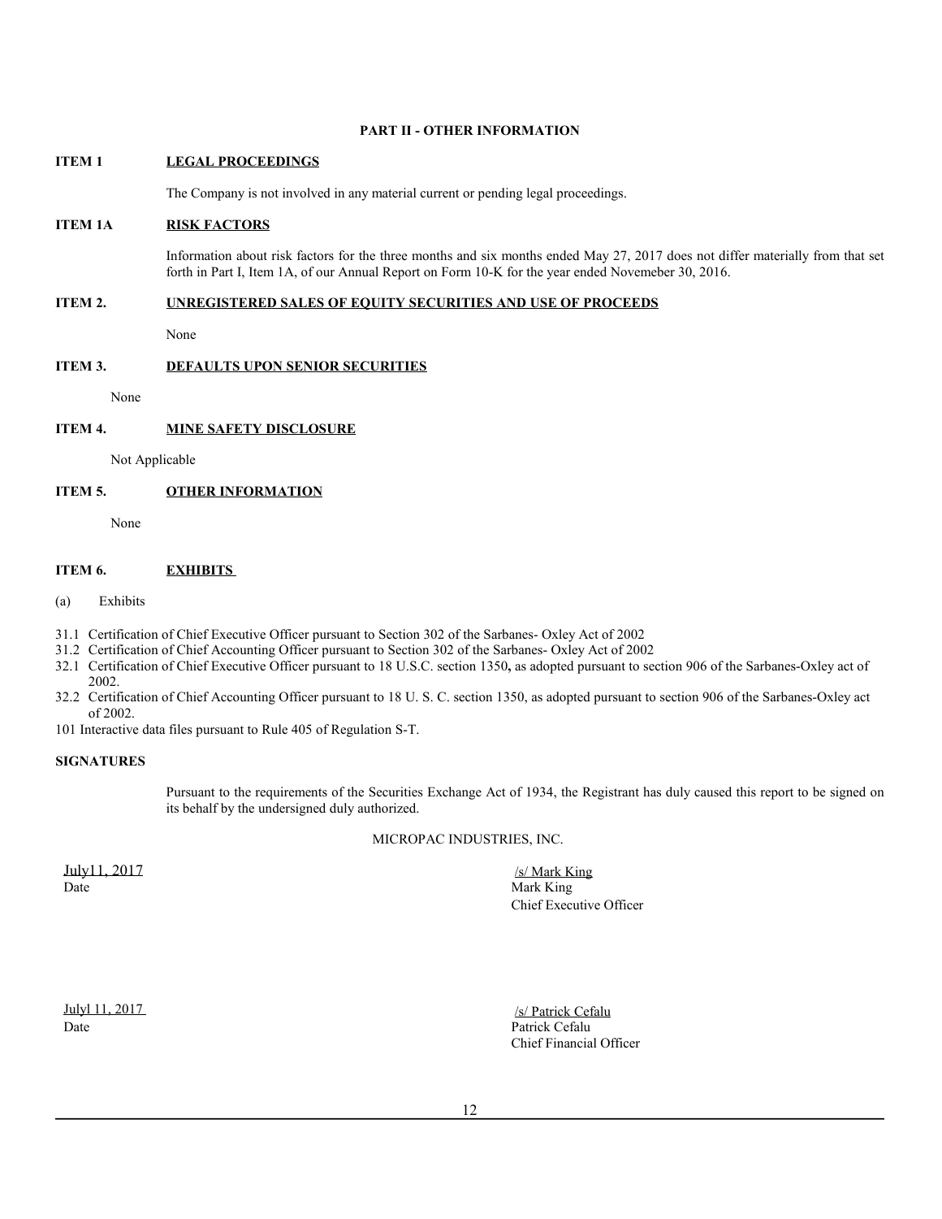## PART II - OTHER INFORMATION

### ITEM 1 LEGAL PROCEEDINGS

The Company is not involved in any material current or pending legal proceedings.

### ITEM 1A RISK FACTORS

Information about risk factors for the three months and six months ended May 27, 2017 does not differ materially from that set forth in Part I, Item 1A, of our Annual Report on Form 10-K for the year ended Novemeber 30, 2016.

### ITEM 2. UNREGISTERED SALES OF EQUITY SECURITIES AND USE OF PROCEEDS

None

### ITEM 3. DEFAULTS UPON SENIOR SECURITIES

None

### ITEM 4. MINE SAFETY DISCLOSURE

Not Applicable

### ITEM 5. OTHER INFORMATION

None

### ITEM 6. EXHIBITS

(a) Exhibits

31.1 Certification of Chief Executive Officer pursuant to Section 302 of the Sarbanes- Oxley Act of 2002
31.2 Certification of Chief Accounting Officer pursuant to Section 302 of the Sarbanes- Oxley Act of 2002
32.1 Certification of Chief Executive Officer pursuant to 18 U.S.C. section 1350**,** as adopted pursuant to section 906 of the Sarbanes-Oxley act of 2002.
32.2 Certification of Chief Accounting Officer pursuant to 18 U. S. C. section 1350, as adopted pursuant to section 906 of the Sarbanes-Oxley act of 2002.
101 Interactive data files pursuant to Rule 405 of Regulation S-T.

### SIGNATURES

Pursuant to the requirements of the Securities Exchange Act of 1934, the Registrant has duly caused this report to be signed on its behalf by the undersigned duly authorized.

MICROPAC INDUSTRIES, INC.

Julyl1, 2017
Date

/s/ Mark King
Mark King
Chief Executive Officer

Julyl 11, 2017
Date

/s/ Patrick Cefalu
Patrick Cefalu
Chief Financial Officer